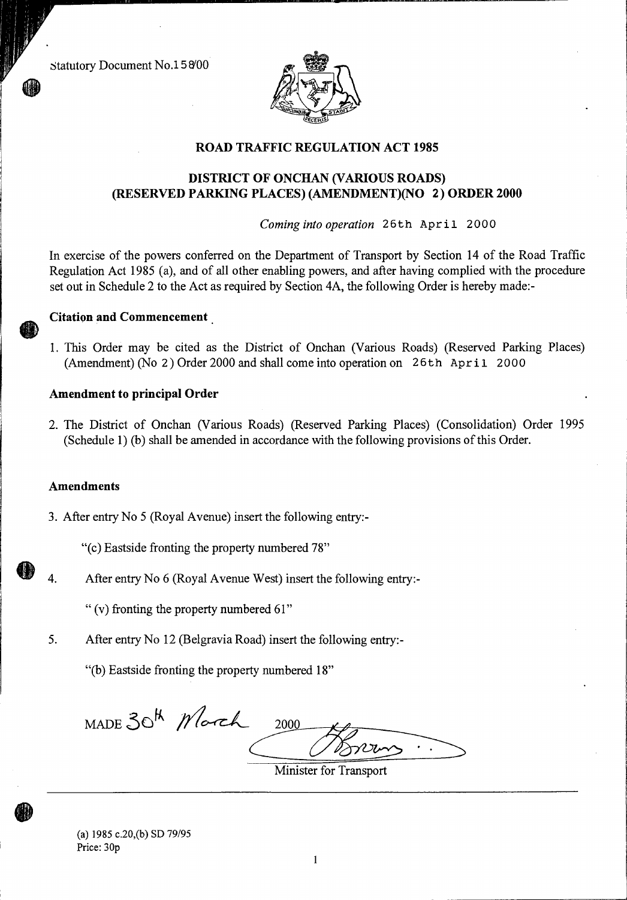Statutory Document No.158/00

## ROAD TRAFFIC REGULATION ACT 1985

## DISTRICT OF ONCHAN (VARIOUS ROADS) (RESERVED PARKING PLACES) (AMENDMENT)(NO 2) ORDER 2000

*Coming into operation* 26th April 2000

In exercise of the powers conferred on the Department of Transport by Section 14 of the Road Traffic Regulation Act 1985 (a), and of all other enabling powers, and after having complied with the procedure set out in Schedule 2 to the Act as required by Section 4A, the following Order is hereby made:-

### Citation and Commencement

1. This Order may be cited as the District of Onchan (Various Roads) (Reserved Parking Places) (Amendment) (No 2) Order 2000 and shall come into operation on 26th April 2000

### Amendment to principal Order

2. The District of Onchan (Various Roads) (Reserved Parking Places) (Consolidation) Order 1995 (Schedule 1) (b) shall be amended in accordance with the following provisions of this Order.

### Amendments

3. After entry No 5 (Royal Avenue) insert the following entry:-

   "(c) Eastside fronting the property numbered 78"

4. After entry No 6 (Royal Avenue West) insert the following entry:-

   " (v) fronting the property numbered 61"

5. After entry No 12 (Belgravia Road) insert the following entry:-

   "(b) Eastside fronting the property numbered 18"

MADE 30th March 2000

[Signature]

Minister for Transport

---

(a) 1985 c.20,(b) SD 79/95
Price: 30p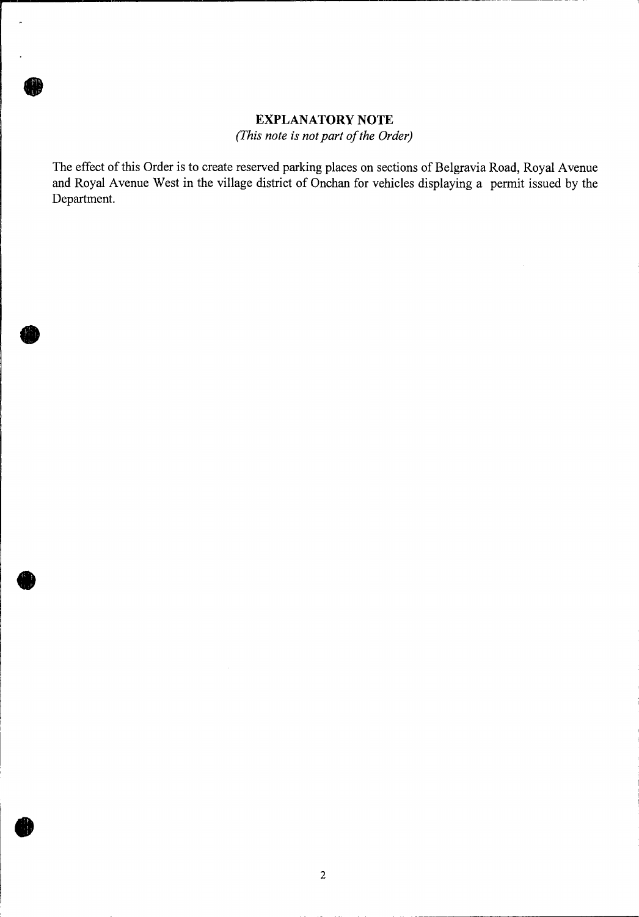# EXPLANATORY NOTE

*(This note is not part of the Order)*

The effect of this Order is to create reserved parking places on sections of Belgravia Road, Royal Avenue and Royal Avenue West in the village district of Onchan for vehicles displaying a permit issued by the Department.